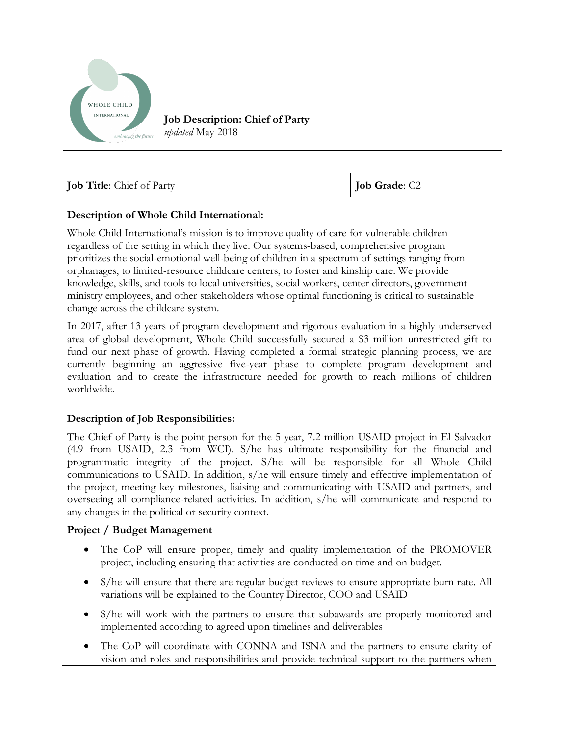WHOLE CHILD INTERNATIONAL
*embracing the future*

**Job Description: Chief of Party**
*updated* May 2018

| **Job Title**: Chief of Party | **Job Grade**: C2 |
|---|---|

### Description of Whole Child International:

Whole Child International's mission is to improve quality of care for vulnerable children regardless of the setting in which they live. Our systems-based, comprehensive program prioritizes the social-emotional well-being of children in a spectrum of settings ranging from orphanages, to limited-resource childcare centers, to foster and kinship care. We provide knowledge, skills, and tools to local universities, social workers, center directors, government ministry employees, and other stakeholders whose optimal functioning is critical to sustainable change across the childcare system.

In 2017, after 13 years of program development and rigorous evaluation in a highly underserved area of global development, Whole Child successfully secured a $3 million unrestricted gift to fund our next phase of growth. Having completed a formal strategic planning process, we are currently beginning an aggressive five-year phase to complete program development and evaluation and to create the infrastructure needed for growth to reach millions of children worldwide.

### Description of Job Responsibilities:

The Chief of Party is the point person for the 5 year, 7.2 million USAID project in El Salvador (4.9 from USAID, 2.3 from WCI). S/he has ultimate responsibility for the financial and programmatic integrity of the project. S/he will be responsible for all Whole Child communications to USAID. In addition, s/he will ensure timely and effective implementation of the project, meeting key milestones, liaising and communicating with USAID and partners, and overseeing all compliance-related activities. In addition, s/he will communicate and respond to any changes in the political or security context.

**Project / Budget Management**

- The CoP will ensure proper, timely and quality implementation of the PROMOVER project, including ensuring that activities are conducted on time and on budget.
- S/he will ensure that there are regular budget reviews to ensure appropriate burn rate. All variations will be explained to the Country Director, COO and USAID
- S/he will work with the partners to ensure that subawards are properly monitored and implemented according to agreed upon timelines and deliverables
- The CoP will coordinate with CONNA and ISNA and the partners to ensure clarity of vision and roles and responsibilities and provide technical support to the partners when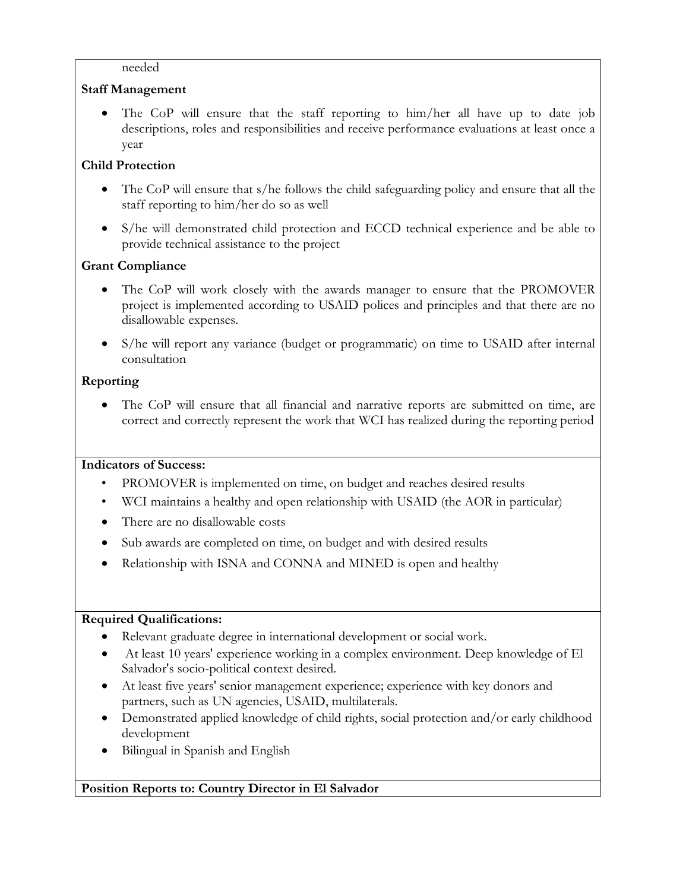needed

**Staff Management**

- The CoP will ensure that the staff reporting to him/her all have up to date job descriptions, roles and responsibilities and receive performance evaluations at least once a year

**Child Protection**

- The CoP will ensure that s/he follows the child safeguarding policy and ensure that all the staff reporting to him/her do so as well
- S/he will demonstrated child protection and ECCD technical experience and be able to provide technical assistance to the project

**Grant Compliance**

- The CoP will work closely with the awards manager to ensure that the PROMOVER project is implemented according to USAID polices and principles and that there are no disallowable expenses.
- S/he will report any variance (budget or programmatic) on time to USAID after internal consultation

**Reporting**

- The CoP will ensure that all financial and narrative reports are submitted on time, are correct and correctly represent the work that WCI has realized during the reporting period

**Indicators of Success:**

- PROMOVER is implemented on time, on budget and reaches desired results
- WCI maintains a healthy and open relationship with USAID (the AOR in particular)
- There are no disallowable costs
- Sub awards are completed on time, on budget and with desired results
- Relationship with ISNA and CONNA and MINED is open and healthy

**Required Qualifications:**

- Relevant graduate degree in international development or social work.
- At least 10 years' experience working in a complex environment. Deep knowledge of El Salvador's socio-political context desired.
- At least five years' senior management experience; experience with key donors and partners, such as UN agencies, USAID, multilaterals.
- Demonstrated applied knowledge of child rights, social protection and/or early childhood development
- Bilingual in Spanish and English

**Position Reports to: Country Director in El Salvador**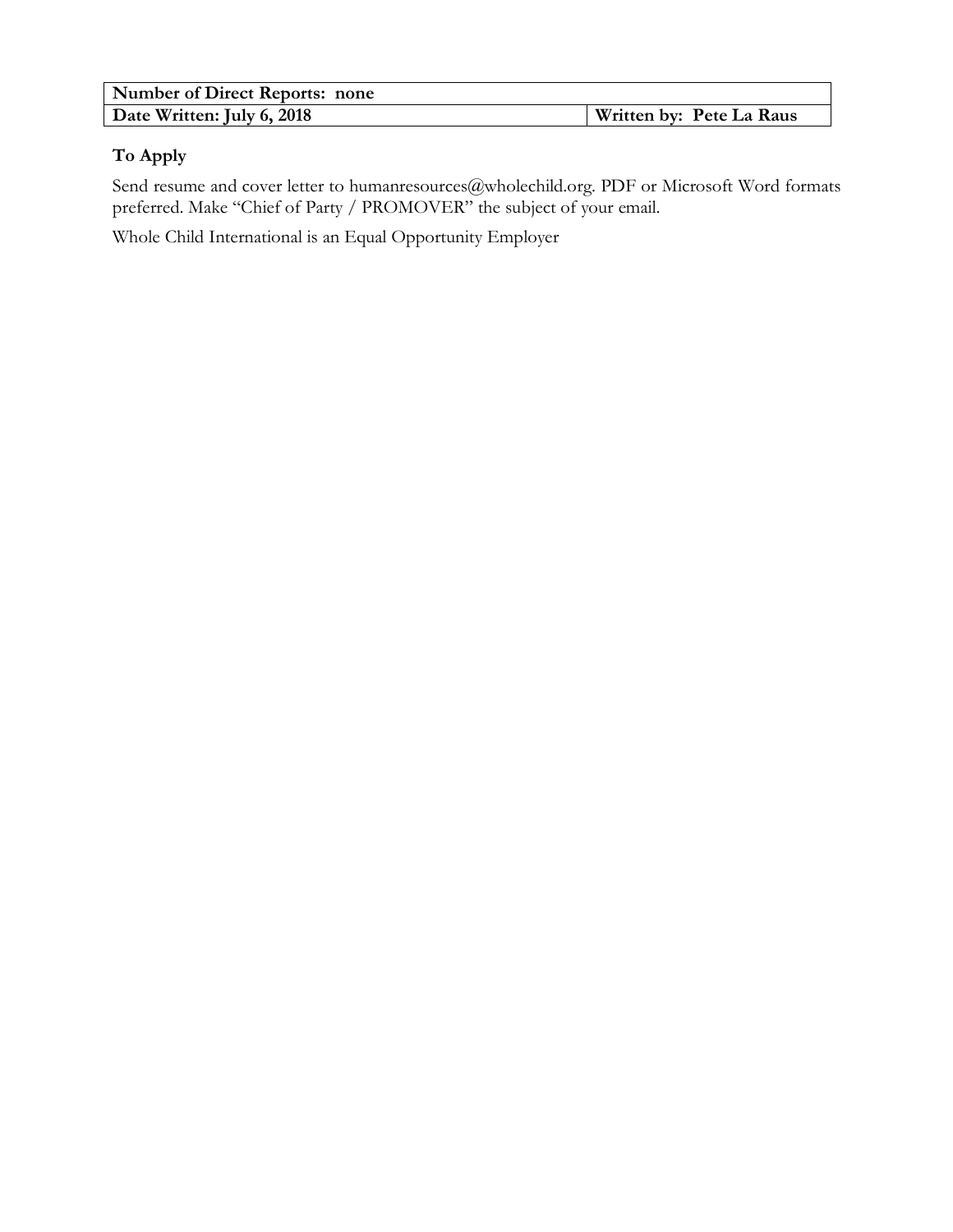| | |
|---|---|
| **Number of Direct Reports: none** | |
| **Date Written: July 6, 2018** | **Written by: Pete La Raus** |

**To Apply**

Send resume and cover letter to humanresources@wholechild.org. PDF or Microsoft Word formats preferred. Make "Chief of Party / PROMOVER" the subject of your email.

Whole Child International is an Equal Opportunity Employer